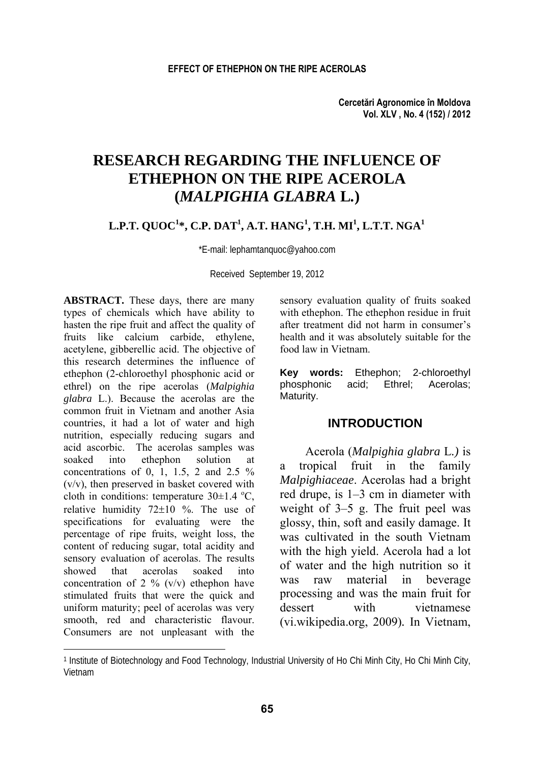# RESEARCH REGARDING THE INFLUENCE OF ETHEPHON ON THE RIPE ACEROLA (*MALPIGHIA GLABRA* L.)

**L.P.T. QUOC[1]*, C.P. DAT[1], A.T. HANG[1], T.H. MI[1], L.T.T. NGA[1]**

*E-mail: lephamtanquoc@yahoo.com

Received September 19, 2012

**ABSTRACT.** These days, there are many types of chemicals which have ability to hasten the ripe fruit and affect the quality of fruits like calcium carbide, ethylene, acetylene, gibberellic acid. The objective of this research determines the influence of ethephon (2-chloroethyl phosphonic acid or ethrel) on the ripe acerolas (*Malpighia glabra* L.). Because the acerolas are the common fruit in Vietnam and another Asia countries, it had a lot of water and high nutrition, especially reducing sugars and acid ascorbic. The acerolas samples was soaked into ethephon solution at concentrations of 0, 1, 1.5, 2 and 2.5 % (v/v), then preserved in basket covered with cloth in conditions: temperature 30±1.4 ºC, relative humidity 72±10 %. The use of specifications for evaluating were the percentage of ripe fruits, weight loss, the content of reducing sugar, total acidity and sensory evaluation of acerolas. The results showed that acerolas soaked into concentration of 2 % (v/v) ethephon have stimulated fruits that were the quick and uniform maturity; peel of acerolas was very smooth, red and characteristic flavour. Consumers are not unpleasant with the sensory evaluation quality of fruits soaked with ethephon. The ethephon residue in fruit after treatment did not harm in consumer's health and it was absolutely suitable for the food law in Vietnam.

**Key words:** Ethephon; 2-chloroethyl phosphonic acid; Ethrel; Acerolas; Maturity.

## INTRODUCTION

Acerola (*Malpighia glabra* L.*)* is a tropical fruit in the family *Malpighiaceae*. Acerolas had a bright red drupe, is 1–3 cm in diameter with weight of 3–5 g. The fruit peel was glossy, thin, soft and easily damage. It was cultivated in the south Vietnam with the high yield. Acerola had a lot of water and the high nutrition so it was raw material in beverage processing and was the main fruit for dessert with vietnamese (vi.wikipedia.org, 2009). In Vietnam,

[1] Institute of Biotechnology and Food Technology, Industrial University of Ho Chi Minh City, Ho Chi Minh City, Vietnam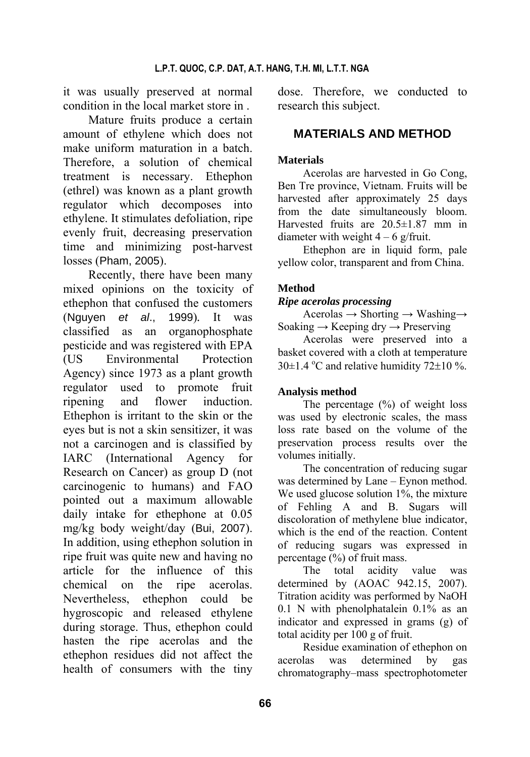it was usually preserved at normal condition in the local market store in .

Mature fruits produce a certain amount of ethylene which does not make uniform maturation in a batch. Therefore, a solution of chemical treatment is necessary. Ethephon (ethrel) was known as a plant growth regulator which decomposes into ethylene. It stimulates defoliation, ripe evenly fruit, decreasing preservation time and minimizing post-harvest losses (Pham, 2005).

Recently, there have been many mixed opinions on the toxicity of ethephon that confused the customers (Nguyen *et al.*, 1999). It was classified as an organophosphate pesticide and was registered with EPA (US Environmental Protection Agency) since 1973 as a plant growth regulator used to promote fruit ripening and flower induction. Ethephon is irritant to the skin or the eyes but is not a skin sensitizer, it was not a carcinogen and is classified by IARC (International Agency for Research on Cancer) as group D (not carcinogenic to humans) and FAO pointed out a maximum allowable daily intake for ethephone at 0.05 mg/kg body weight/day (Bui, 2007). In addition, using ethephon solution in ripe fruit was quite new and having no article for the influence of this chemical on the ripe acerolas. Nevertheless, ethephon could be hygroscopic and released ethylene during storage. Thus, ethephon could hasten the ripe acerolas and the ethephon residues did not affect the health of consumers with the tiny dose. Therefore, we conducted to research this subject.

## MATERIALS AND METHOD

### Materials

Acerolas are harvested in Go Cong, Ben Tre province, Vietnam. Fruits will be harvested after approximately 25 days from the date simultaneously bloom. Harvested fruits are 20.5±1.87 mm in diameter with weight 4 – 6 g/fruit.

Ethephon are in liquid form, pale yellow color, transparent and from China.

### Method

#### *Ripe acerolas processing*

Acerolas → Shorting → Washing→ Soaking → Keeping dry → Preserving

Acerolas were preserved into a basket covered with a cloth at temperature 30±1.4 °C and relative humidity 72±10 %.

### Analysis method

The percentage (%) of weight loss was used by electronic scales, the mass loss rate based on the volume of the preservation process results over the volumes initially.

The concentration of reducing sugar was determined by Lane – Eynon method. We used glucose solution 1%, the mixture of Fehling A and B. Sugars will discoloration of methylene blue indicator, which is the end of the reaction. Content of reducing sugars was expressed in percentage (%) of fruit mass.

The total acidity value was determined by (AOAC 942.15, 2007). Titration acidity was performed by NaOH 0.1 N with phenolphatalein 0.1% as an indicator and expressed in grams (g) of total acidity per 100 g of fruit.

Residue examination of ethephon on acerolas was determined by gas chromatography–mass spectrophotometer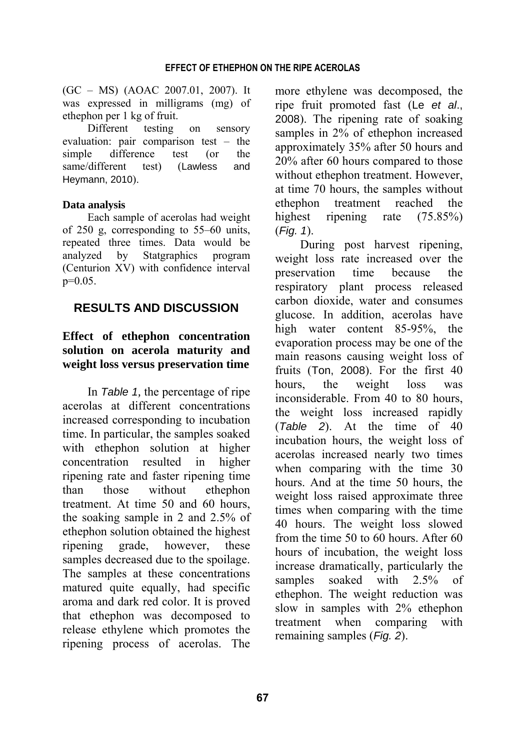(GC – MS) (AOAC 2007.01, 2007). It was expressed in milligrams (mg) of ethephon per 1 kg of fruit.

Different testing on sensory evaluation: pair comparison test – the simple difference test (or the same/different test) (Lawless and Heymann, 2010).

**Data analysis**

Each sample of acerolas had weight of 250 g, corresponding to 55–60 units, repeated three times. Data would be analyzed by Statgraphics program (Centurion XV) with confidence interval p=0.05.

## RESULTS AND DISCUSSION

### Effect of ethephon concentration solution on acerola maturity and weight loss versus preservation time

In *Table 1,* the percentage of ripe acerolas at different concentrations increased corresponding to incubation time. In particular, the samples soaked with ethephon solution at higher concentration resulted in higher ripening rate and faster ripening time than those without ethephon treatment. At time 50 and 60 hours, the soaking sample in 2 and 2.5% of ethephon solution obtained the highest ripening grade, however, these samples decreased due to the spoilage. The samples at these concentrations matured quite equally, had specific aroma and dark red color. It is proved that ethephon was decomposed to release ethylene which promotes the ripening process of acerolas. The more ethylene was decomposed, the ripe fruit promoted fast (Le *et al.*, 2008). The ripening rate of soaking samples in 2% of ethephon increased approximately 35% after 50 hours and 20% after 60 hours compared to those without ethephon treatment. However, at time 70 hours, the samples without ethephon treatment reached the highest ripening rate (75.85%) (*Fig. 1*).

During post harvest ripening, weight loss rate increased over the preservation time because the respiratory plant process released carbon dioxide, water and consumes glucose. In addition, acerolas have high water content 85-95%, the evaporation process may be one of the main reasons causing weight loss of fruits (Ton, 2008). For the first 40 hours, the weight loss was inconsiderable. From 40 to 80 hours, the weight loss increased rapidly (*Table 2*). At the time of 40 incubation hours, the weight loss of acerolas increased nearly two times when comparing with the time 30 hours. And at the time 50 hours, the weight loss raised approximate three times when comparing with the time 40 hours. The weight loss slowed from the time 50 to 60 hours. After 60 hours of incubation, the weight loss increase dramatically, particularly the samples soaked with 2.5% of ethephon. The weight reduction was slow in samples with 2% ethephon treatment when comparing with remaining samples (*Fig. 2*).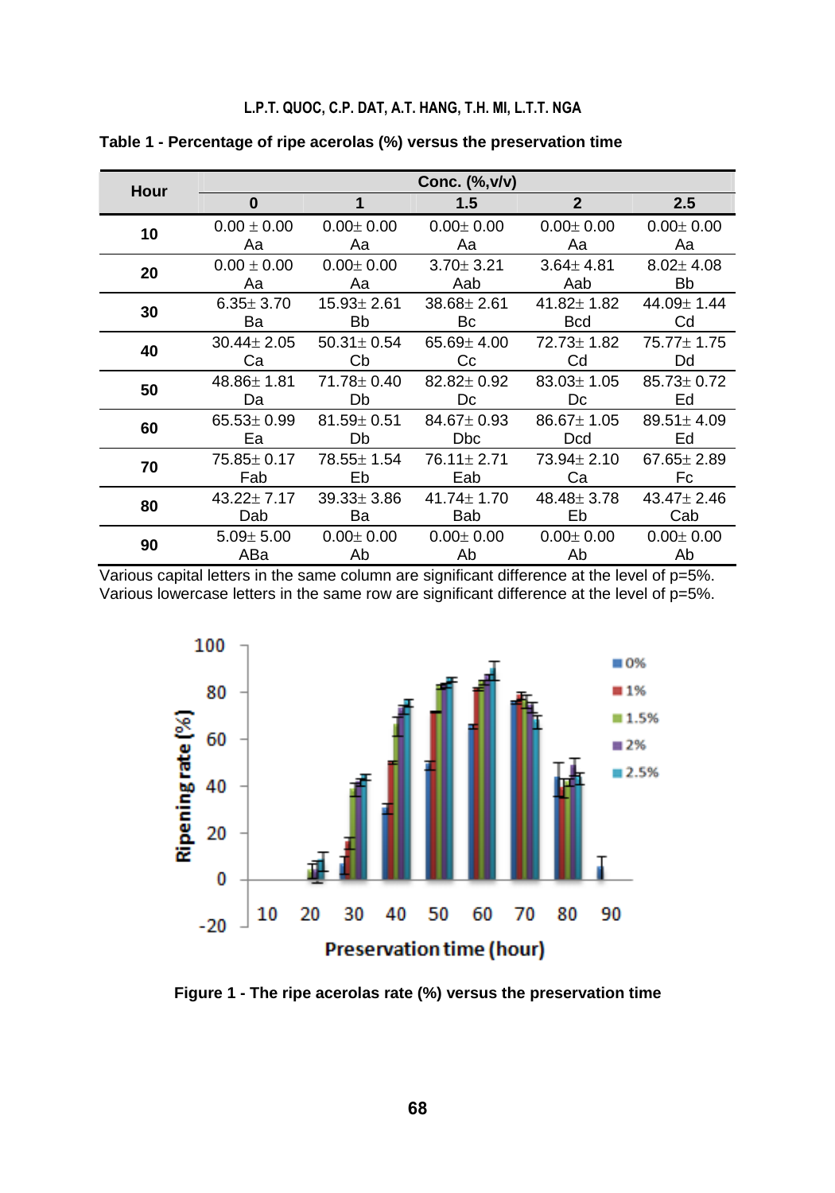**Table 1 - Percentage of ripe acerolas (%) versus the preservation time**

| Hour | Conc. (%,v/v) | | | | |
|---|---|---|---|---|---|
| | 0 | 1 | 1.5 | 2 | 2.5 |
| 10 | 0.00 ± 0.00 Aa | 0.00± 0.00 Aa | 0.00± 0.00 Aa | 0.00± 0.00 Aa | 0.00± 0.00 Aa |
| 20 | 0.00 ± 0.00 Aa | 0.00± 0.00 Aa | 3.70± 3.21 Aab | 3.64± 4.81 Aab | 8.02± 4.08 Bb |
| 30 | 6.35± 3.70 Ba | 15.93± 2.61 Bb | 38.68± 2.61 Bc | 41.82± 1.82 Bcd | 44.09± 1.44 Cd |
| 40 | 30.44± 2.05 Ca | 50.31± 0.54 Cb | 65.69± 4.00 Cc | 72.73± 1.82 Cd | 75.77± 1.75 Dd |
| 50 | 48.86± 1.81 Da | 71.78± 0.40 Db | 82.82± 0.92 Dc | 83.03± 1.05 Dc | 85.73± 0.72 Ed |
| 60 | 65.53± 0.99 Ea | 81.59± 0.51 Db | 84.67± 0.93 Dbc | 86.67± 1.05 Dcd | 89.51± 4.09 Ed |
| 70 | 75.85± 0.17 Fab | 78.55± 1.54 Eb | 76.11± 2.71 Eab | 73.94± 2.10 Ca | 67.65± 2.89 Fc |
| 80 | 43.22± 7.17 Dab | 39.33± 3.86 Ba | 41.74± 1.70 Bab | 48.48± 3.78 Eb | 43.47± 2.46 Cab |
| 90 | 5.09± 5.00 ABa | 0.00± 0.00 Ab | 0.00± 0.00 Ab | 0.00± 0.00 Ab | 0.00± 0.00 Ab |

Various capital letters in the same column are significant difference at the level of p=5%.
Various lowercase letters in the same row are significant difference at the level of p=5%.

**Figure 1 - The ripe acerolas rate (%) versus the preservation time**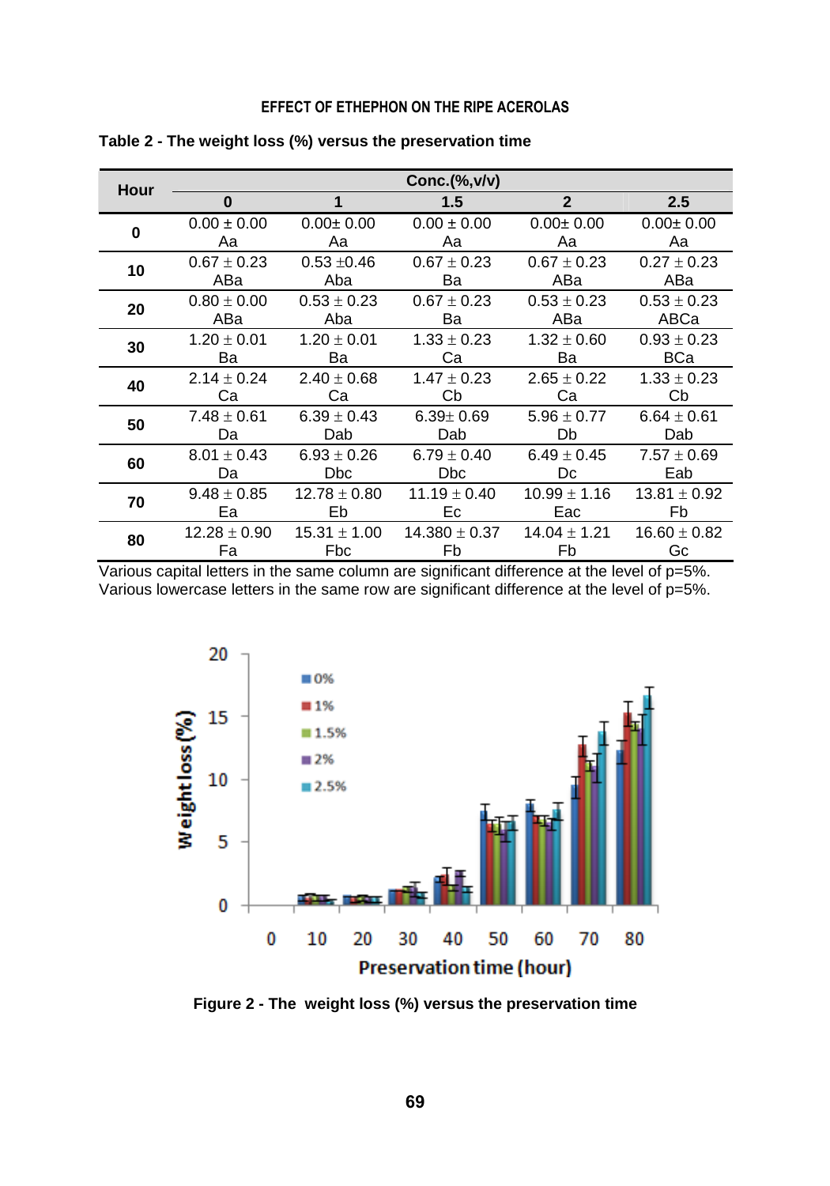**Table 2 - The weight loss (%) versus the preservation time**

| Hour | Conc.(%,v/v) | | | | |
|---|---|---|---|---|---|
| | 0 | 1 | 1.5 | 2 | 2.5 |
| 0 | 0.00 ± 0.00 Aa | 0.00± 0.00 Aa | 0.00 ± 0.00 Aa | 0.00± 0.00 Aa | 0.00± 0.00 Aa |
| 10 | 0.67 ± 0.23 ABa | 0.53 ±0.46 Aba | 0.67 ± 0.23 Ba | 0.67 ± 0.23 ABa | 0.27 ± 0.23 ABa |
| 20 | 0.80 ± 0.00 ABa | 0.53 ± 0.23 Aba | 0.67 ± 0.23 Ba | 0.53 ± 0.23 ABa | 0.53 ± 0.23 ABCa |
| 30 | 1.20 ± 0.01 Ba | 1.20 ± 0.01 Ba | 1.33 ± 0.23 Ca | 1.32 ± 0.60 Ba | 0.93 ± 0.23 BCa |
| 40 | 2.14 ± 0.24 Ca | 2.40 ± 0.68 Ca | 1.47 ± 0.23 Cb | 2.65 ± 0.22 Ca | 1.33 ± 0.23 Cb |
| 50 | 7.48 ± 0.61 Da | 6.39 ± 0.43 Dab | 6.39± 0.69 Dab | 5.96 ± 0.77 Db | 6.64 ± 0.61 Dab |
| 60 | 8.01 ± 0.43 Da | 6.93 ± 0.26 Dbc | 6.79 ± 0.40 Dbc | 6.49 ± 0.45 Dc | 7.57 ± 0.69 Eab |
| 70 | 9.48 ± 0.85 Ea | 12.78 ± 0.80 Eb | 11.19 ± 0.40 Ec | 10.99 ± 1.16 Eac | 13.81 ± 0.92 Fb |
| 80 | 12.28 ± 0.90 Fa | 15.31 ± 1.00 Fbc | 14.380 ± 0.37 Fb | 14.04 ± 1.21 Fb | 16.60 ± 0.82 Gc |

Various capital letters in the same column are significant difference at the level of p=5%.
Various lowercase letters in the same row are significant difference at the level of p=5%.

**Figure 2 - The weight loss (%) versus the preservation time**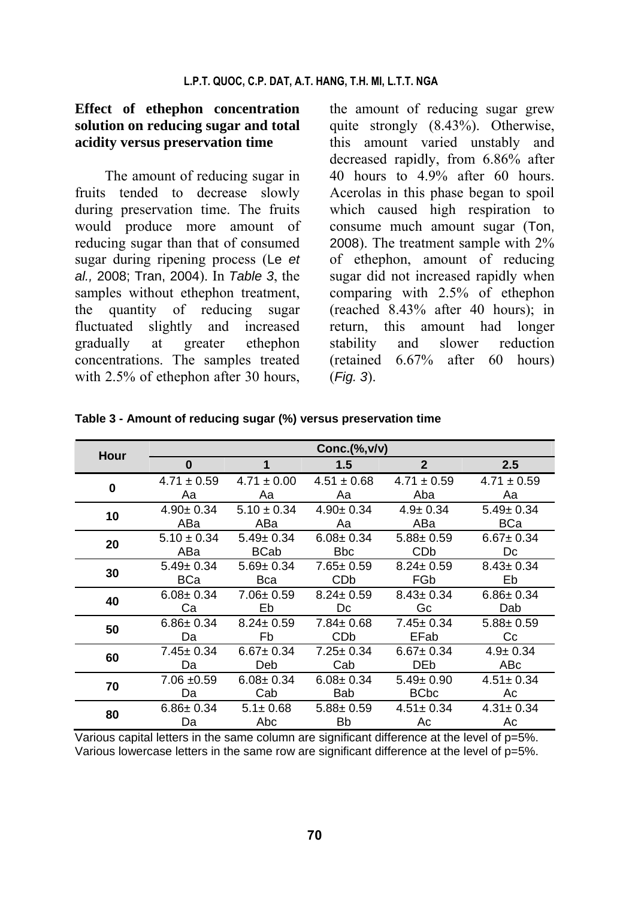### Effect of ethephon concentration solution on reducing sugar and total acidity versus preservation time

The amount of reducing sugar in fruits tended to decrease slowly during preservation time. The fruits would produce more amount of reducing sugar than that of consumed sugar during ripening process (Le *et al.,* 2008; Tran, 2004). In *Table 3*, the samples without ethephon treatment, the quantity of reducing sugar fluctuated slightly and increased gradually at greater ethephon concentrations. The samples treated with 2.5% of ethephon after 30 hours, the amount of reducing sugar grew quite strongly (8.43%). Otherwise, this amount varied unstably and decreased rapidly, from 6.86% after 40 hours to 4.9% after 60 hours. Acerolas in this phase began to spoil which caused high respiration to consume much amount sugar (Ton, 2008). The treatment sample with 2% of ethephon, amount of reducing sugar did not increased rapidly when comparing with 2.5% of ethephon (reached 8.43% after 40 hours); in return, this amount had longer stability and slower reduction (retained 6.67% after 60 hours) (*Fig. 3*).

**Table 3 - Amount of reducing sugar (%) versus preservation time**

| Hour | Conc.(%,v/v) | | | | |
|---|---|---|---|---|---|
| | 0 | 1 | 1.5 | 2 | 2.5 |
| 0 | 4.71 ± 0.59 Aa | 4.71 ± 0.00 Aa | 4.51 ± 0.68 Aa | 4.71 ± 0.59 Aba | 4.71 ± 0.59 Aa |
| 10 | 4.90± 0.34 ABa | 5.10 ± 0.34 ABa | 4.90± 0.34 Aa | 4.9± 0.34 ABa | 5.49± 0.34 BCa |
| 20 | 5.10 ± 0.34 ABa | 5.49± 0.34 BCab | 6.08± 0.34 Bbc | 5.88± 0.59 CDb | 6.67± 0.34 Dc |
| 30 | 5.49± 0.34 BCa | 5.69± 0.34 Bca | 7.65± 0.59 CDb | 8.24± 0.59 FGb | 8.43± 0.34 Eb |
| 40 | 6.08± 0.34 Ca | 7.06± 0.59 Eb | 8.24± 0.59 Dc | 8.43± 0.34 Gc | 6.86± 0.34 Dab |
| 50 | 6.86± 0.34 Da | 8.24± 0.59 Fb | 7.84± 0.68 CDb | 7.45± 0.34 EFab | 5.88± 0.59 Cc |
| 60 | 7.45± 0.34 Da | 6.67± 0.34 Deb | 7.25± 0.34 Cab | 6.67± 0.34 DEb | 4.9± 0.34 ABc |
| 70 | 7.06 ±0.59 Da | 6.08± 0.34 Cab | 6.08± 0.34 Bab | 5.49± 0.90 BCbc | 4.51± 0.34 Ac |
| 80 | 6.86± 0.34 Da | 5.1± 0.68 Abc | 5.88± 0.59 Bb | 4.51± 0.34 Ac | 4.31± 0.34 Ac |

Various capital letters in the same column are significant difference at the level of p=5%.
Various lowercase letters in the same row are significant difference at the level of p=5%.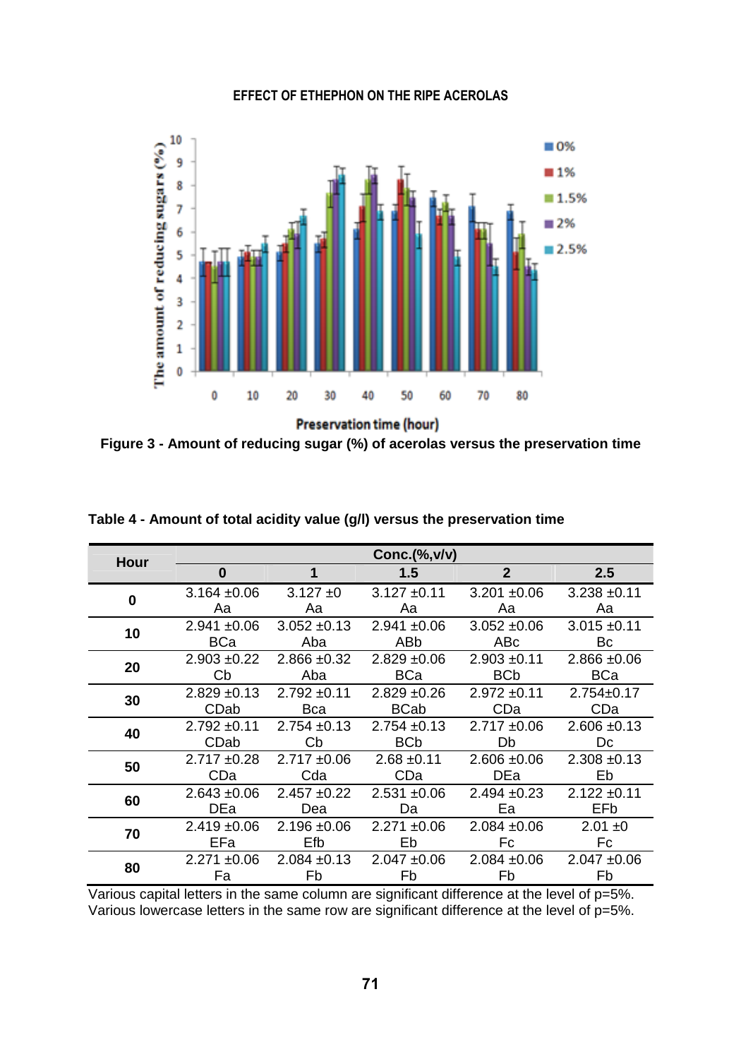EFFECT OF ETHEPHON ON THE RIPE ACEROLAS

Figure 3 - Amount of reducing sugar (%) of acerolas versus the preservation time

**Table 4 - Amount of total acidity value (g/l) versus the preservation time**

| Hour | Conc.(%,v/v) | | | | |
|---|---|---|---|---|---|
| | **0** | **1** | **1.5** | **2** | **2.5** |
| **0** | 3.164 ±0.06 Aa | 3.127 ±0 Aa | 3.127 ±0.11 Aa | 3.201 ±0.06 Aa | 3.238 ±0.11 Aa |
| **10** | 2.941 ±0.06 BCa | 3.052 ±0.13 Aba | 2.941 ±0.06 ABb | 3.052 ±0.06 ABc | 3.015 ±0.11 Bc |
| **20** | 2.903 ±0.22 Cb | 2.866 ±0.32 Aba | 2.829 ±0.06 BCa | 2.903 ±0.11 BCb | 2.866 ±0.06 BCa |
| **30** | 2.829 ±0.13 CDab | 2.792 ±0.11 Bca | 2.829 ±0.26 BCab | 2.972 ±0.11 CDa | 2.754±0.17 CDa |
| **40** | 2.792 ±0.11 CDab | 2.754 ±0.13 Cb | 2.754 ±0.13 BCb | 2.717 ±0.06 Db | 2.606 ±0.13 Dc |
| **50** | 2.717 ±0.28 CDa | 2.717 ±0.06 Cda | 2.68 ±0.11 CDa | 2.606 ±0.06 DEa | 2.308 ±0.13 Eb |
| **60** | 2.643 ±0.06 DEa | 2.457 ±0.22 Dea | 2.531 ±0.06 Da | 2.494 ±0.23 Ea | 2.122 ±0.11 EFb |
| **70** | 2.419 ±0.06 EFa | 2.196 ±0.06 Efb | 2.271 ±0.06 Eb | 2.084 ±0.06 Fc | 2.01 ±0 Fc |
| **80** | 2.271 ±0.06 Fa | 2.084 ±0.13 Fb | 2.047 ±0.06 Fb | 2.084 ±0.06 Fb | 2.047 ±0.06 Fb |

Various capital letters in the same column are significant difference at the level of p=5%.
Various lowercase letters in the same row are significant difference at the level of p=5%.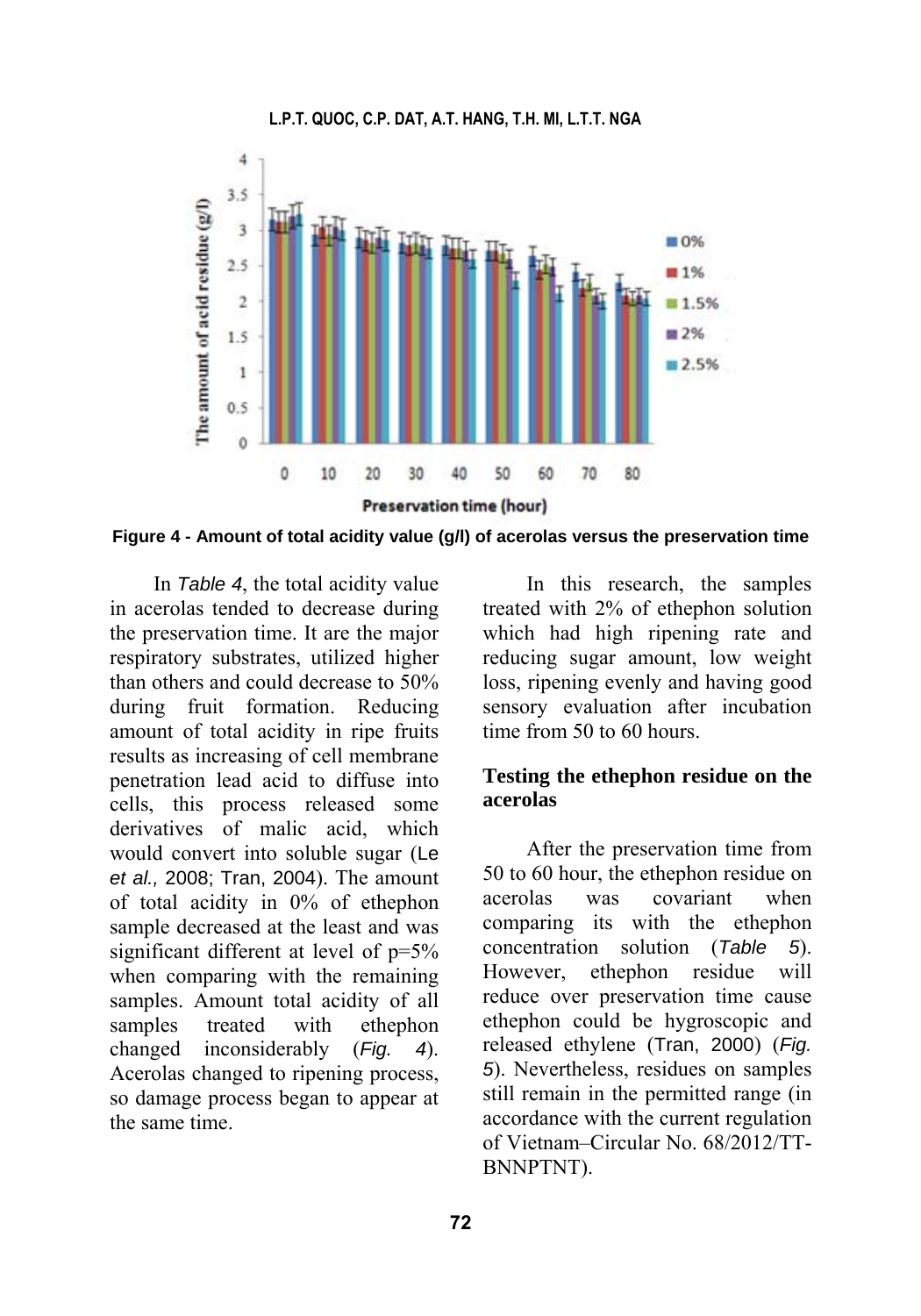Figure 4 - Amount of total acidity value (g/l) of acerolas versus the preservation time

In *Table 4*, the total acidity value in acerolas tended to decrease during the preservation time. It are the major respiratory substrates, utilized higher than others and could decrease to 50% during fruit formation. Reducing amount of total acidity in ripe fruits results as increasing of cell membrane penetration lead acid to diffuse into cells, this process released some derivatives of malic acid, which would convert into soluble sugar (Le *et al.,* 2008; Tran, 2004). The amount of total acidity in 0% of ethephon sample decreased at the least and was significant different at level of p=5% when comparing with the remaining samples. Amount total acidity of all samples treated with ethephon changed inconsiderably (*Fig. 4*). Acerolas changed to ripening process, so damage process began to appear at the same time.

In this research, the samples treated with 2% of ethephon solution which had high ripening rate and reducing sugar amount, low weight loss, ripening evenly and having good sensory evaluation after incubation time from 50 to 60 hours.

## Testing the ethephon residue on the acerolas

After the preservation time from 50 to 60 hour, the ethephon residue on acerolas was covariant when comparing its with the ethephon concentration solution (*Table 5*). However, ethephon residue will reduce over preservation time cause ethephon could be hygroscopic and released ethylene (Tran, 2000) (*Fig. 5*). Nevertheless, residues on samples still remain in the permitted range (in accordance with the current regulation of Vietnam–Circular No. 68/2012/TT-BNNPTNT).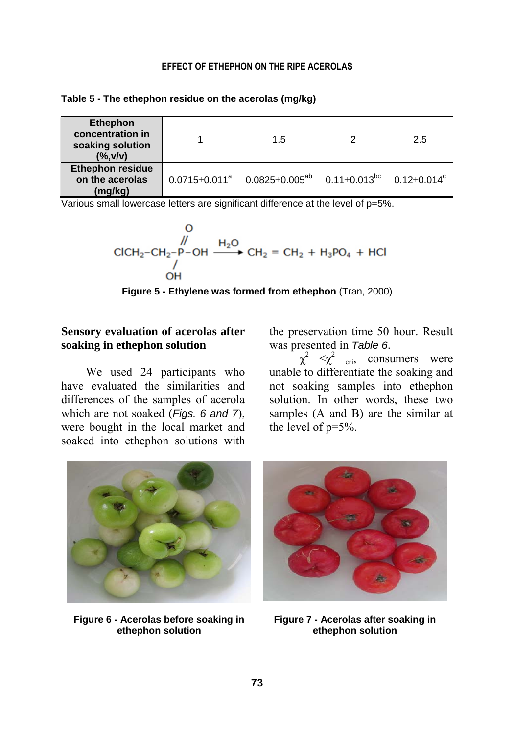**Table 5 - The ethephon residue on the acerolas (mg/kg)**

| Ethephon concentration in soaking solution (%,v/v) | 1 | 1.5 | 2 | 2.5 |
|---|---|---|---|---|
| Ethephon residue on the acerolas (mg/kg) | 0.0715±0.011[a] | 0.0825±0.005[ab] | 0.11±0.013[bc] | 0.12±0.014[c] |

Various small lowercase letters are significant difference at the level of p=5%.

$$ClCH_2-CH_2-P(=O)(OH)-OH \xrightarrow{H_2O} CH_2 = CH_2 + H_3PO_4 + HCl$$

**Figure 5 - Ethylene was formed from ethephon** (Tran, 2000)

**Sensory evaluation of acerolas after soaking in ethephon solution**

We used 24 participants who have evaluated the similarities and differences of the samples of acerola which are not soaked (*Figs. 6 and 7*), were bought in the local market and soaked into ethephon solutions with the preservation time 50 hour. Result was presented in *Table 6*.

$\chi^2 < \chi^2_{cri}$, consumers were unable to differentiate the soaking and not soaking samples into ethephon solution. In other words, these two samples (A and B) are the similar at the level of p=5%.

**Figure 6 - Acerolas before soaking in ethephon solution**

**Figure 7 - Acerolas after soaking in ethephon solution**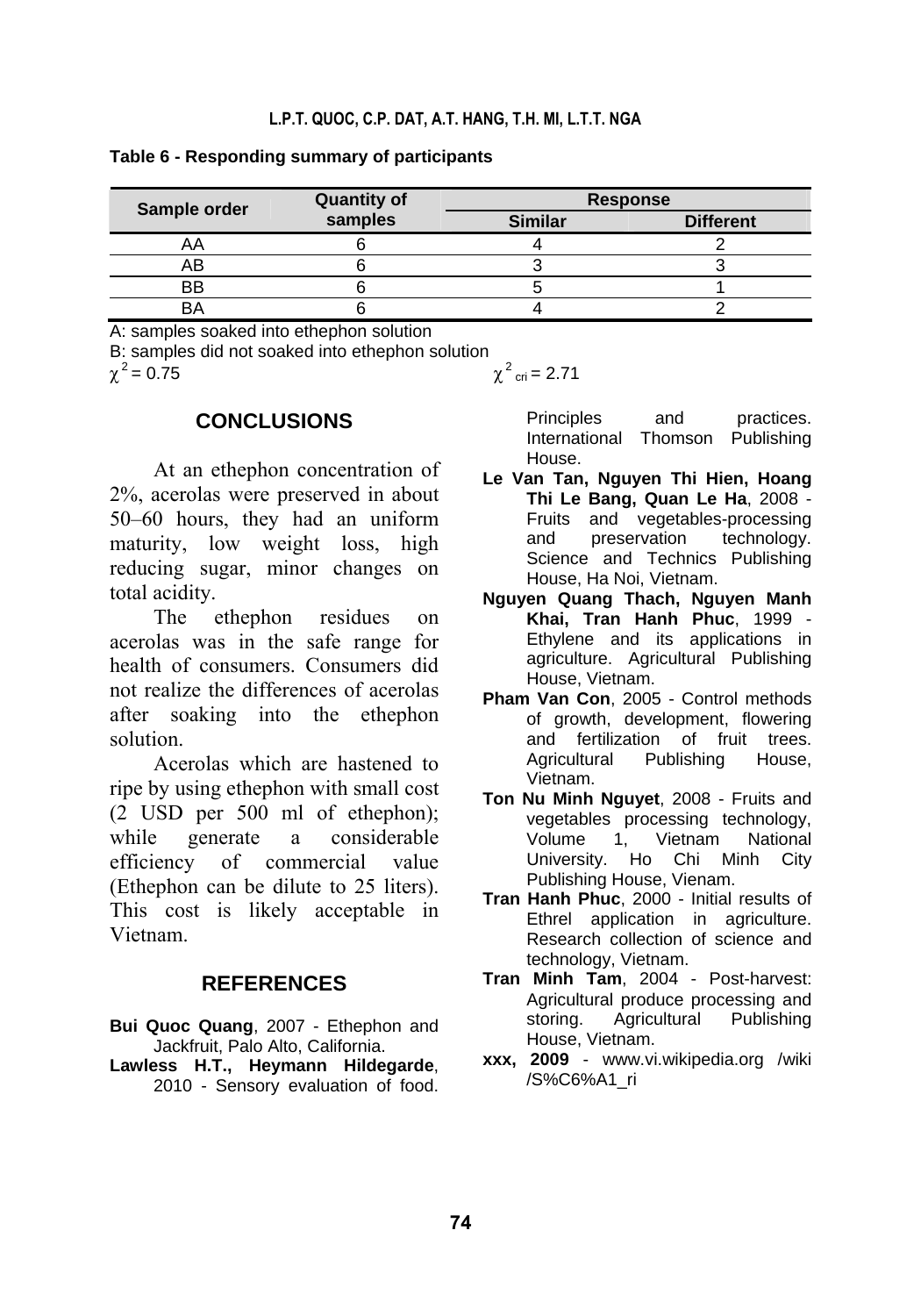**Table 6 - Responding summary of participants**

| Sample order | Quantity of samples | Response | |
|---|---|---|---|
| | | Similar | Different |
| AA | 6 | 4 | 2 |
| AB | 6 | 3 | 3 |
| BB | 6 | 5 | 1 |
| BA | 6 | 4 | 2 |

A: samples soaked into ethephon solution

B: samples did not soaked into ethephon solution

$\chi^2 = 0.75$ $\chi^2_{cri} = 2.71$

## CONCLUSIONS

At an ethephon concentration of 2%, acerolas were preserved in about 50–60 hours, they had an uniform maturity, low weight loss, high reducing sugar, minor changes on total acidity.

The ethephon residues on acerolas was in the safe range for health of consumers. Consumers did not realize the differences of acerolas after soaking into the ethephon solution.

Acerolas which are hastened to ripe by using ethephon with small cost (2 USD per 500 ml of ethephon); while generate a considerable efficiency of commercial value (Ethephon can be dilute to 25 liters). This cost is likely acceptable in Vietnam.

## REFERENCES

**Bui Quoc Quang**, 2007 - Ethephon and Jackfruit, Palo Alto, California.

**Lawless H.T., Heymann Hildegarde**, 2010 - Sensory evaluation of food. Principles and practices. International Thomson Publishing House.

**Le Van Tan, Nguyen Thi Hien, Hoang Thi Le Bang, Quan Le Ha**, 2008 - Fruits and vegetables-processing and preservation technology. Science and Technics Publishing House, Ha Noi, Vietnam.

**Nguyen Quang Thach, Nguyen Manh Khai, Tran Hanh Phuc**, 1999 - Ethylene and its applications in agriculture. Agricultural Publishing House, Vietnam.

**Pham Van Con**, 2005 - Control methods of growth, development, flowering and fertilization of fruit trees. Agricultural Publishing House, Vietnam.

**Ton Nu Minh Nguyet**, 2008 - Fruits and vegetables processing technology, Volume 1, Vietnam National University. Ho Chi Minh City Publishing House, Vienam.

**Tran Hanh Phuc**, 2000 - Initial results of Ethrel application in agriculture. Research collection of science and technology, Vietnam.

**Tran Minh Tam**, 2004 - Post-harvest: Agricultural produce processing and storing. Agricultural Publishing House, Vietnam.

**xxx, 2009** - www.vi.wikipedia.org /wiki /S%C6%A1_ri